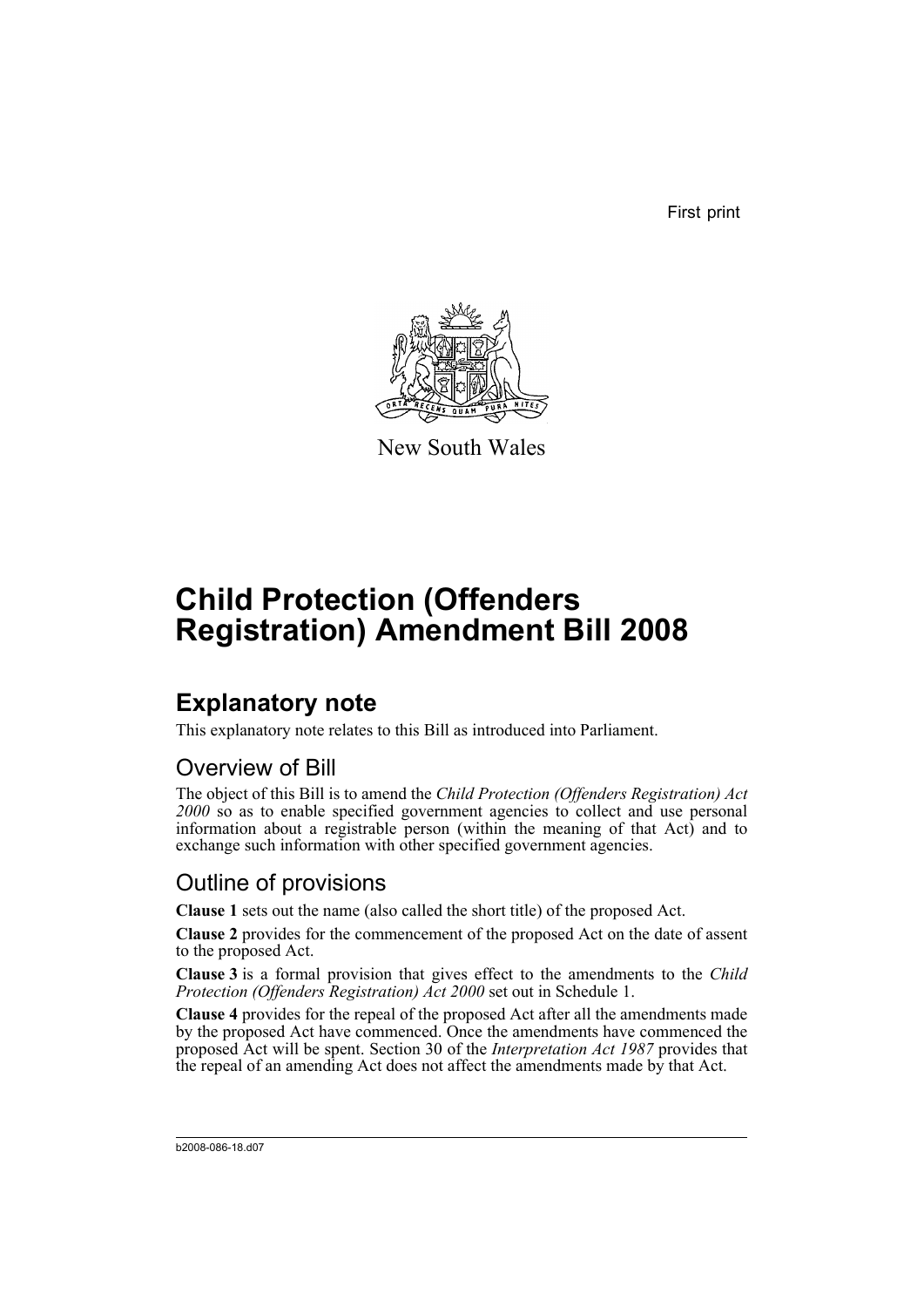First print

New South Wales

# Child Protection (Offenders Registration) Amendment Bill 2008

## Explanatory note

This explanatory note relates to this Bill as introduced into Parliament.

### Overview of Bill

The object of this Bill is to amend the *Child Protection (Offenders Registration) Act 2000* so as to enable specified government agencies to collect and use personal information about a registrable person (within the meaning of that Act) and to exchange such information with other specified government agencies.

### Outline of provisions

**Clause 1** sets out the name (also called the short title) of the proposed Act.

**Clause 2** provides for the commencement of the proposed Act on the date of assent to the proposed Act.

**Clause 3** is a formal provision that gives effect to the amendments to the *Child Protection (Offenders Registration) Act 2000* set out in Schedule 1.

**Clause 4** provides for the repeal of the proposed Act after all the amendments made by the proposed Act have commenced. Once the amendments have commenced the proposed Act will be spent. Section 30 of the *Interpretation Act 1987* provides that the repeal of an amending Act does not affect the amendments made by that Act.

b2008-086-18.d07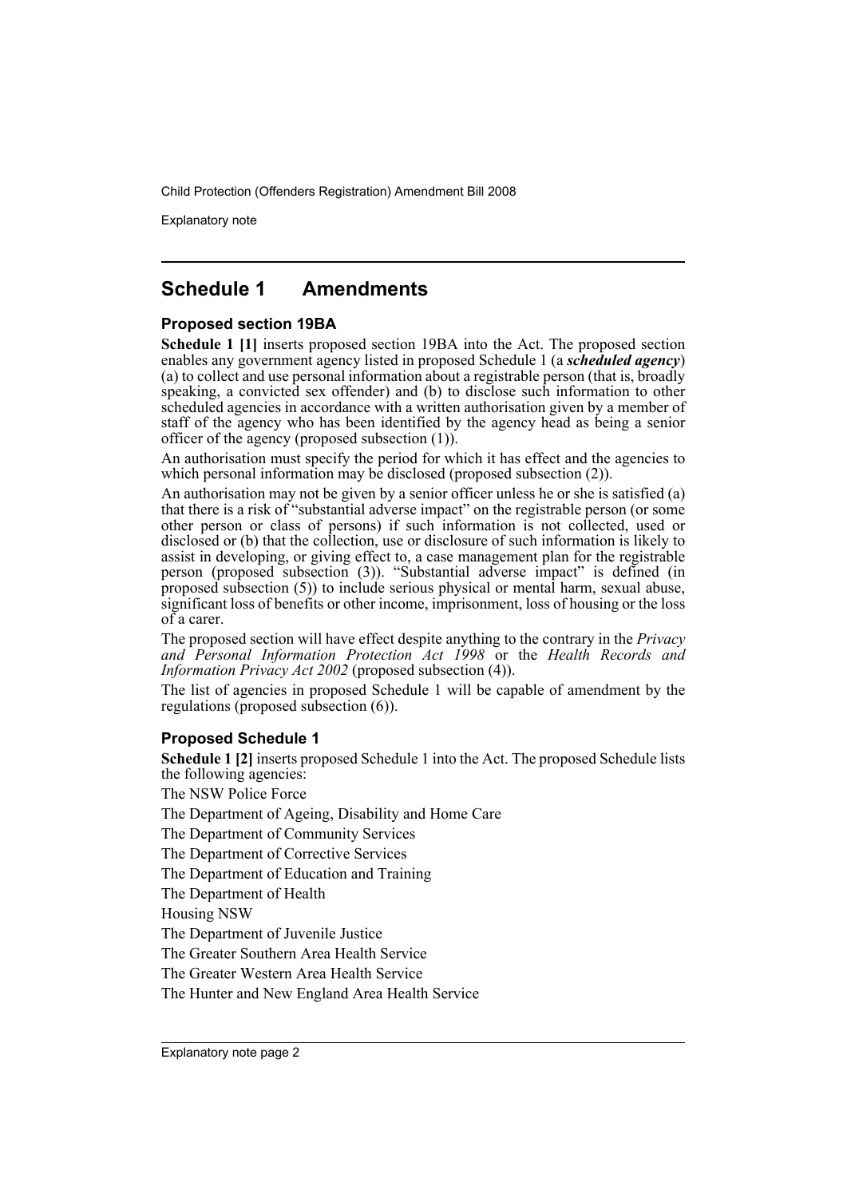## Schedule 1 Amendments

### Proposed section 19BA

**Schedule 1 [1]** inserts proposed section 19BA into the Act. The proposed section enables any government agency listed in proposed Schedule 1 (a ***scheduled agency***) (a) to collect and use personal information about a registrable person (that is, broadly speaking, a convicted sex offender) and (b) to disclose such information to other scheduled agencies in accordance with a written authorisation given by a member of staff of the agency who has been identified by the agency head as being a senior officer of the agency (proposed subsection (1)).

An authorisation must specify the period for which it has effect and the agencies to which personal information may be disclosed (proposed subsection (2)).

An authorisation may not be given by a senior officer unless he or she is satisfied (a) that there is a risk of "substantial adverse impact" on the registrable person (or some other person or class of persons) if such information is not collected, used or disclosed or (b) that the collection, use or disclosure of such information is likely to assist in developing, or giving effect to, a case management plan for the registrable person (proposed subsection (3)). "Substantial adverse impact" is defined (in proposed subsection (5)) to include serious physical or mental harm, sexual abuse, significant loss of benefits or other income, imprisonment, loss of housing or the loss of a carer.

The proposed section will have effect despite anything to the contrary in the *Privacy and Personal Information Protection Act 1998* or the *Health Records and Information Privacy Act 2002* (proposed subsection (4)).

The list of agencies in proposed Schedule 1 will be capable of amendment by the regulations (proposed subsection (6)).

### Proposed Schedule 1

**Schedule 1 [2]** inserts proposed Schedule 1 into the Act. The proposed Schedule lists the following agencies:

The NSW Police Force

The Department of Ageing, Disability and Home Care

The Department of Community Services

The Department of Corrective Services

The Department of Education and Training

The Department of Health

Housing NSW

The Department of Juvenile Justice

The Greater Southern Area Health Service

The Greater Western Area Health Service

The Hunter and New England Area Health Service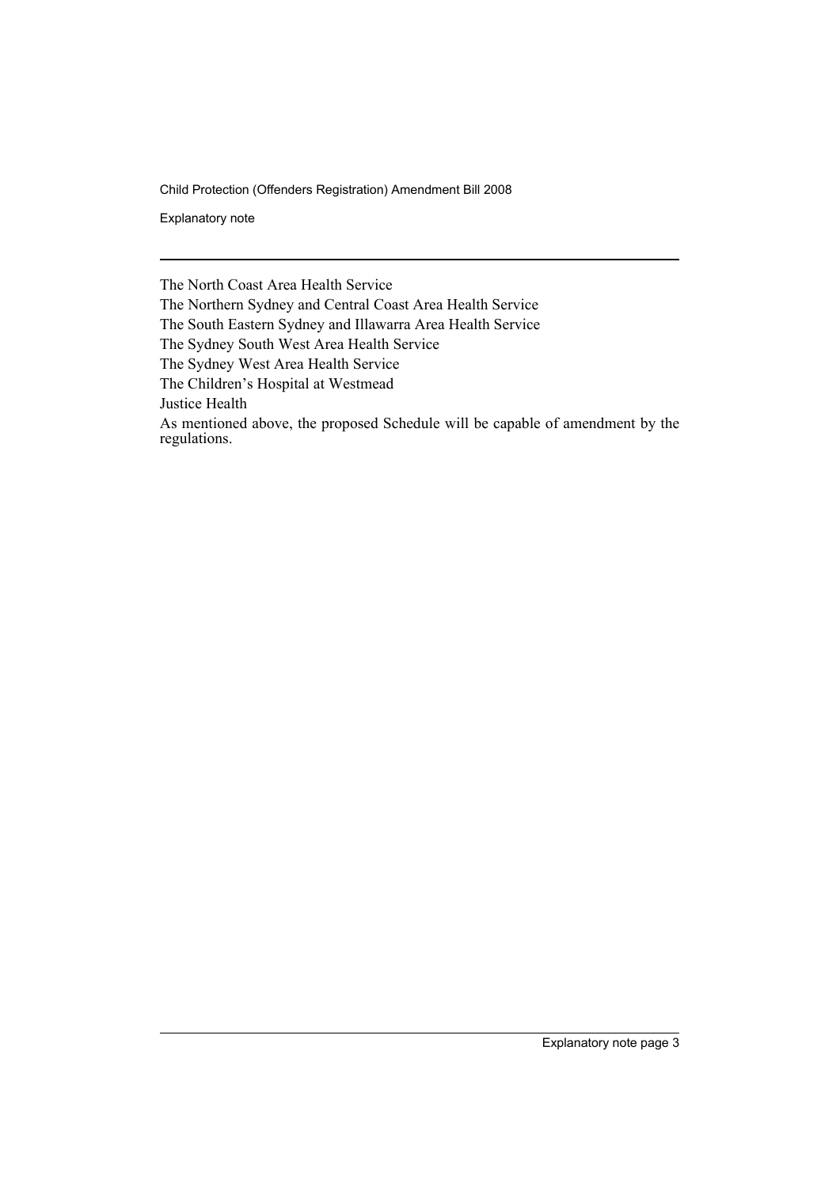The North Coast Area Health Service

The Northern Sydney and Central Coast Area Health Service

The South Eastern Sydney and Illawarra Area Health Service

The Sydney South West Area Health Service

The Sydney West Area Health Service

The Children's Hospital at Westmead

Justice Health

As mentioned above, the proposed Schedule will be capable of amendment by the regulations.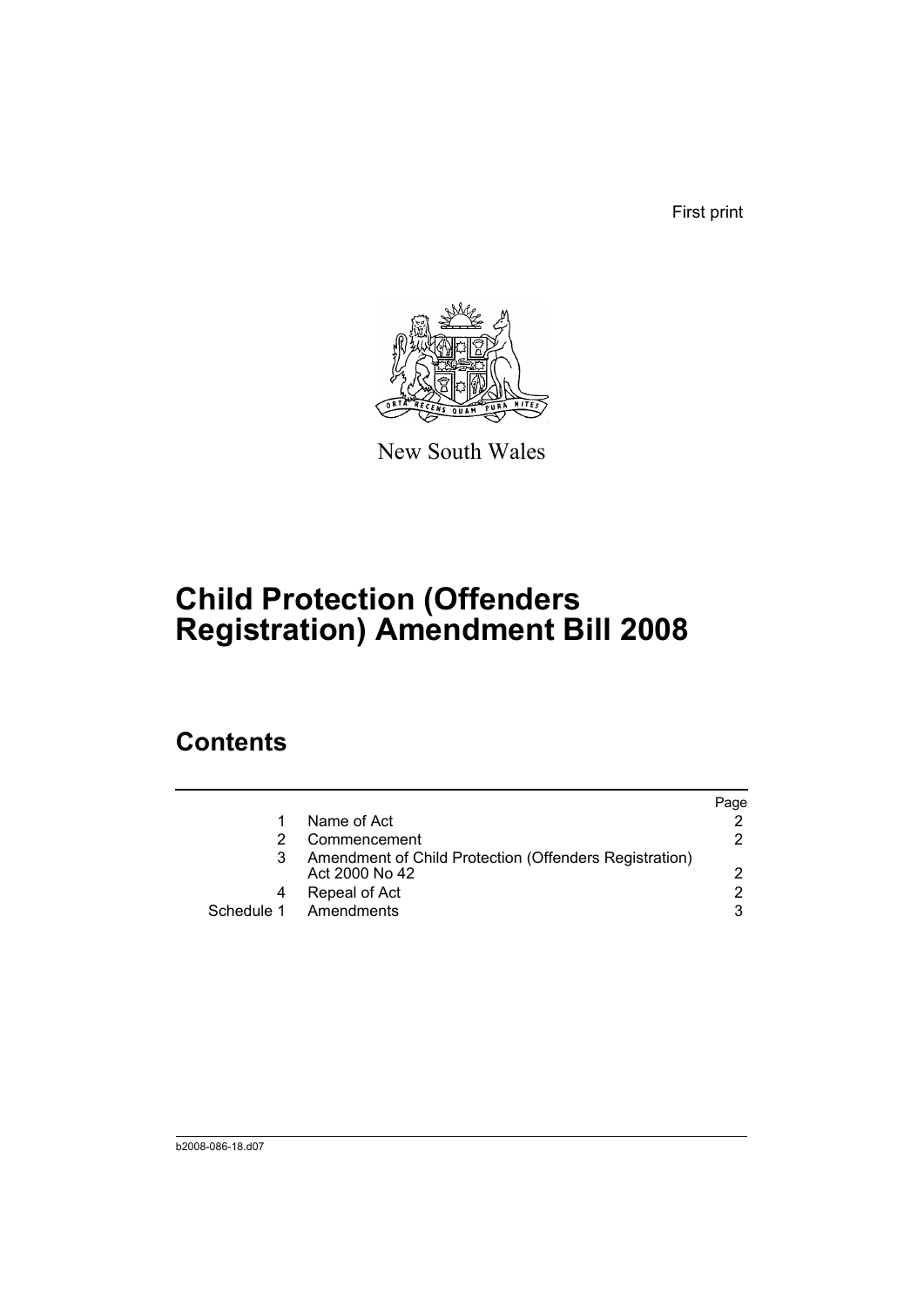First print

New South Wales

# Child Protection (Offenders Registration) Amendment Bill 2008

## Contents

| | | Page |
|---|---|---|
| 1 | Name of Act | 2 |
| 2 | Commencement | 2 |
| 3 | Amendment of Child Protection (Offenders Registration) Act 2000 No 42 | 2 |
| 4 | Repeal of Act | 2 |
| Schedule 1 | Amendments | 3 |

b2008-086-18.d07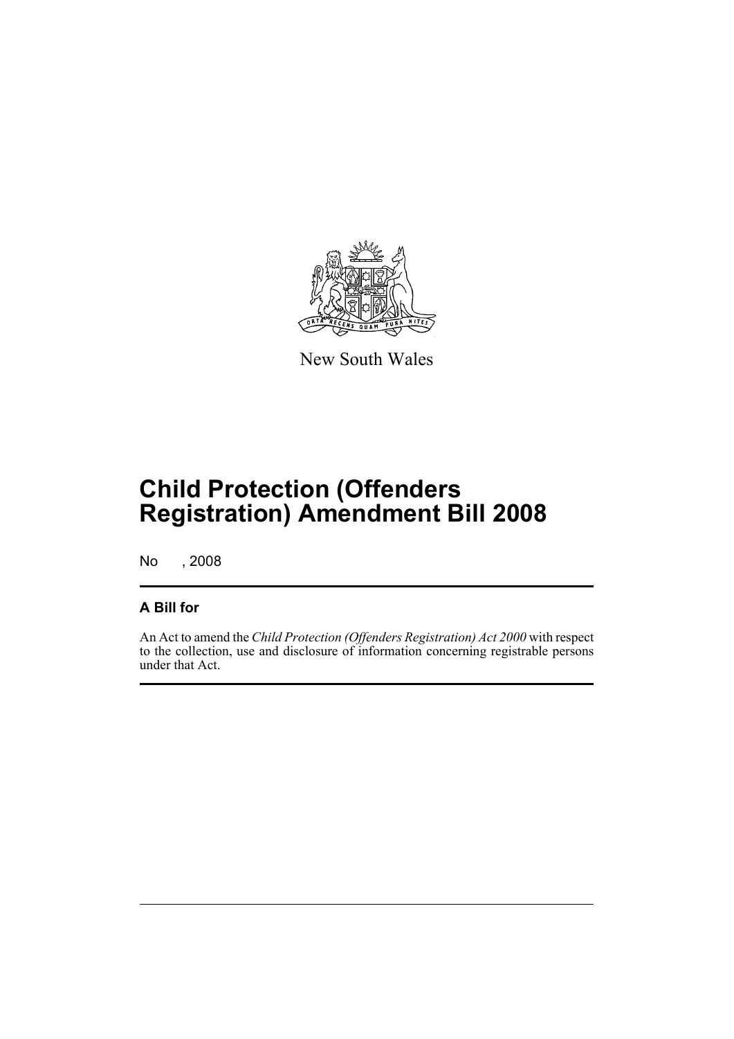New South Wales

# Child Protection (Offenders Registration) Amendment Bill 2008

No , 2008

## A Bill for

An Act to amend the *Child Protection (Offenders Registration) Act 2000* with respect to the collection, use and disclosure of information concerning registrable persons under that Act.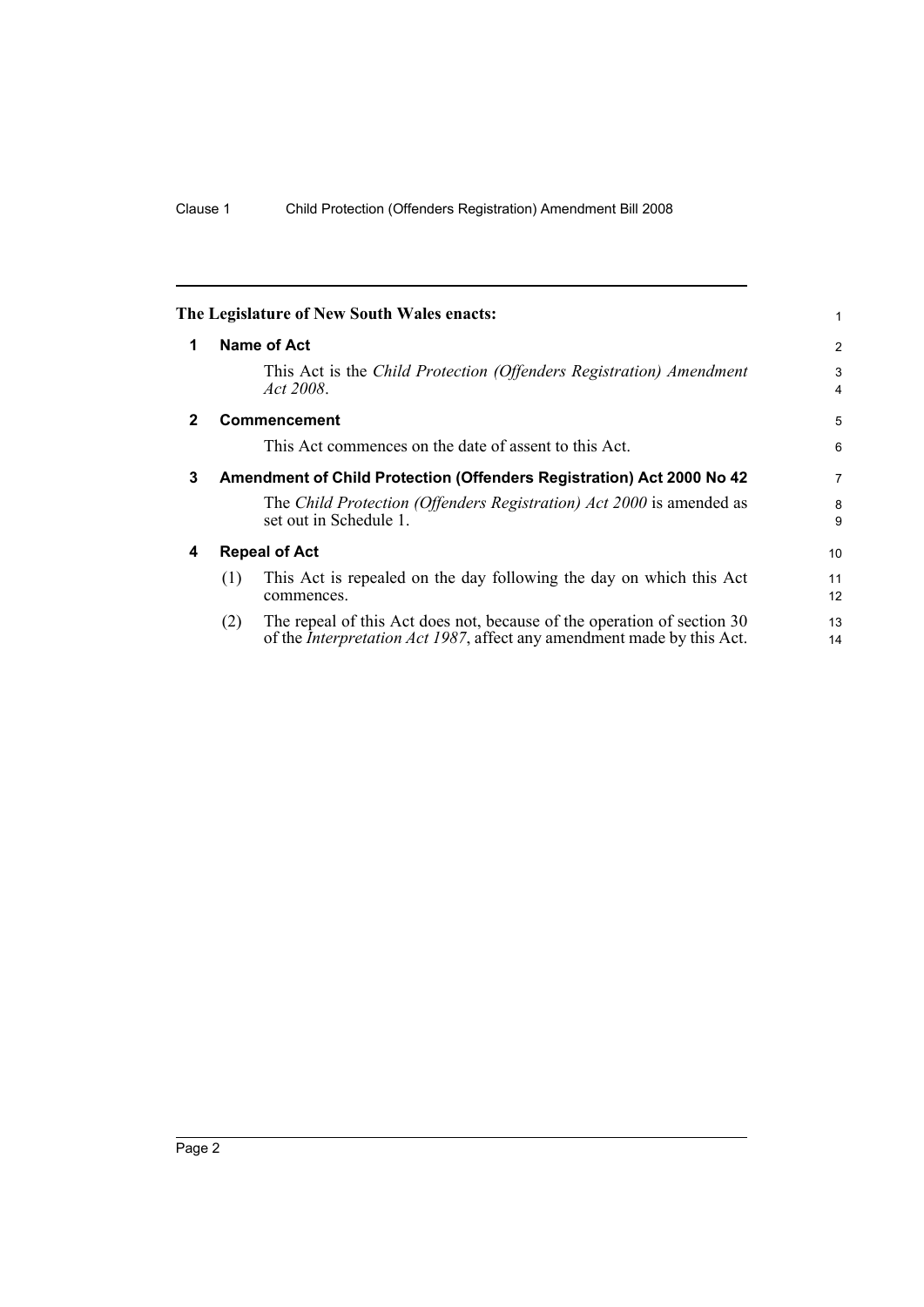The Legislature of New South Wales enacts:

## 1 Name of Act

This Act is the *Child Protection (Offenders Registration) Amendment Act 2008*.

## 2 Commencement

This Act commences on the date of assent to this Act.

## 3 Amendment of Child Protection (Offenders Registration) Act 2000 No 42

The *Child Protection (Offenders Registration) Act 2000* is amended as set out in Schedule 1.

## 4 Repeal of Act

(1) This Act is repealed on the day following the day on which this Act commences.

(2) The repeal of this Act does not, because of the operation of section 30 of the *Interpretation Act 1987*, affect any amendment made by this Act.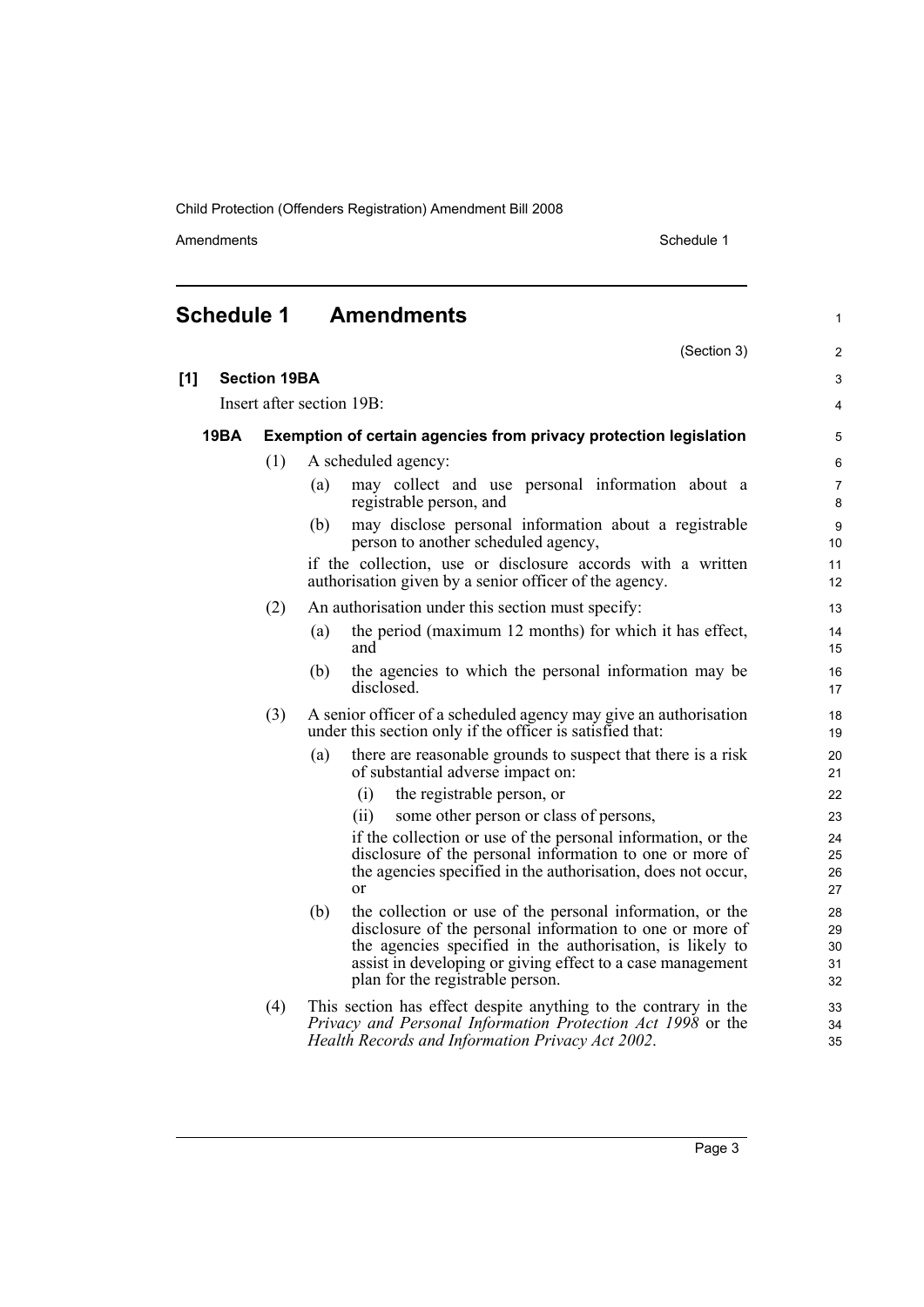## Schedule 1 Amendments

(Section 3)

**[1] Section 19BA**

Insert after section 19B:

**19BA Exemption of certain agencies from privacy protection legislation**

(1) A scheduled agency:

(a) may collect and use personal information about a registrable person, and

(b) may disclose personal information about a registrable person to another scheduled agency,

if the collection, use or disclosure accords with a written authorisation given by a senior officer of the agency.

(2) An authorisation under this section must specify:

(a) the period (maximum 12 months) for which it has effect, and

(b) the agencies to which the personal information may be disclosed.

(3) A senior officer of a scheduled agency may give an authorisation under this section only if the officer is satisfied that:

(a) there are reasonable grounds to suspect that there is a risk of substantial adverse impact on:

(i) the registrable person, or

(ii) some other person or class of persons,

if the collection or use of the personal information, or the disclosure of the personal information to one or more of the agencies specified in the authorisation, does not occur, or

(b) the collection or use of the personal information, or the disclosure of the personal information to one or more of the agencies specified in the authorisation, is likely to assist in developing or giving effect to a case management plan for the registrable person.

(4) This section has effect despite anything to the contrary in the *Privacy and Personal Information Protection Act 1998* or the *Health Records and Information Privacy Act 2002*.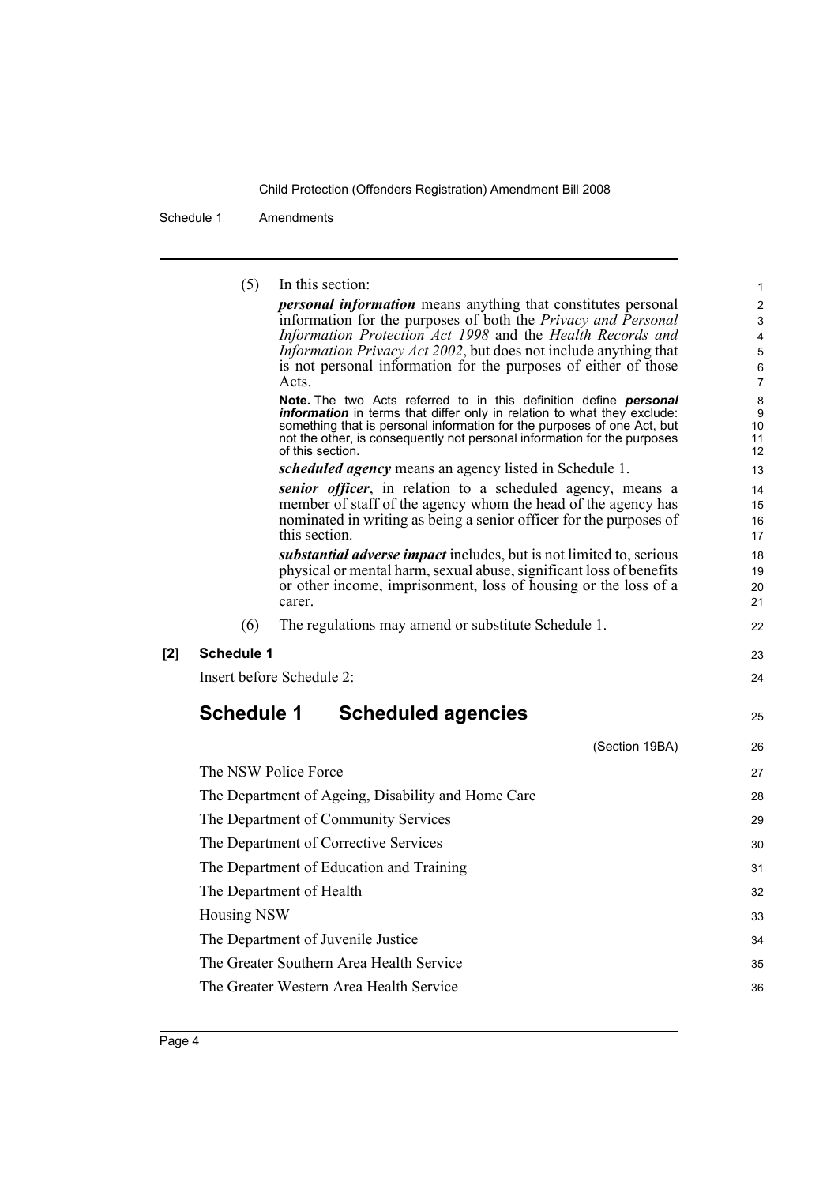(5) In this section:

***personal information*** means anything that constitutes personal information for the purposes of both the *Privacy and Personal Information Protection Act 1998* and the *Health Records and Information Privacy Act 2002*, but does not include anything that is not personal information for the purposes of either of those Acts.

**Note.** The two Acts referred to in this definition define ***personal information*** in terms that differ only in relation to what they exclude: something that is personal information for the purposes of one Act, but not the other, is consequently not personal information for the purposes of this section.

***scheduled agency*** means an agency listed in Schedule 1.

***senior officer***, in relation to a scheduled agency, means a member of staff of the agency whom the head of the agency has nominated in writing as being a senior officer for the purposes of this section.

***substantial adverse impact*** includes, but is not limited to, serious physical or mental harm, sexual abuse, significant loss of benefits or other income, imprisonment, loss of housing or the loss of a carer.

(6) The regulations may amend or substitute Schedule 1.

**[2] Schedule 1**

Insert before Schedule 2:

## Schedule 1 Scheduled agencies

(Section 19BA)

The NSW Police Force

The Department of Ageing, Disability and Home Care

The Department of Community Services

The Department of Corrective Services

The Department of Education and Training

The Department of Health

Housing NSW

The Department of Juvenile Justice

The Greater Southern Area Health Service

The Greater Western Area Health Service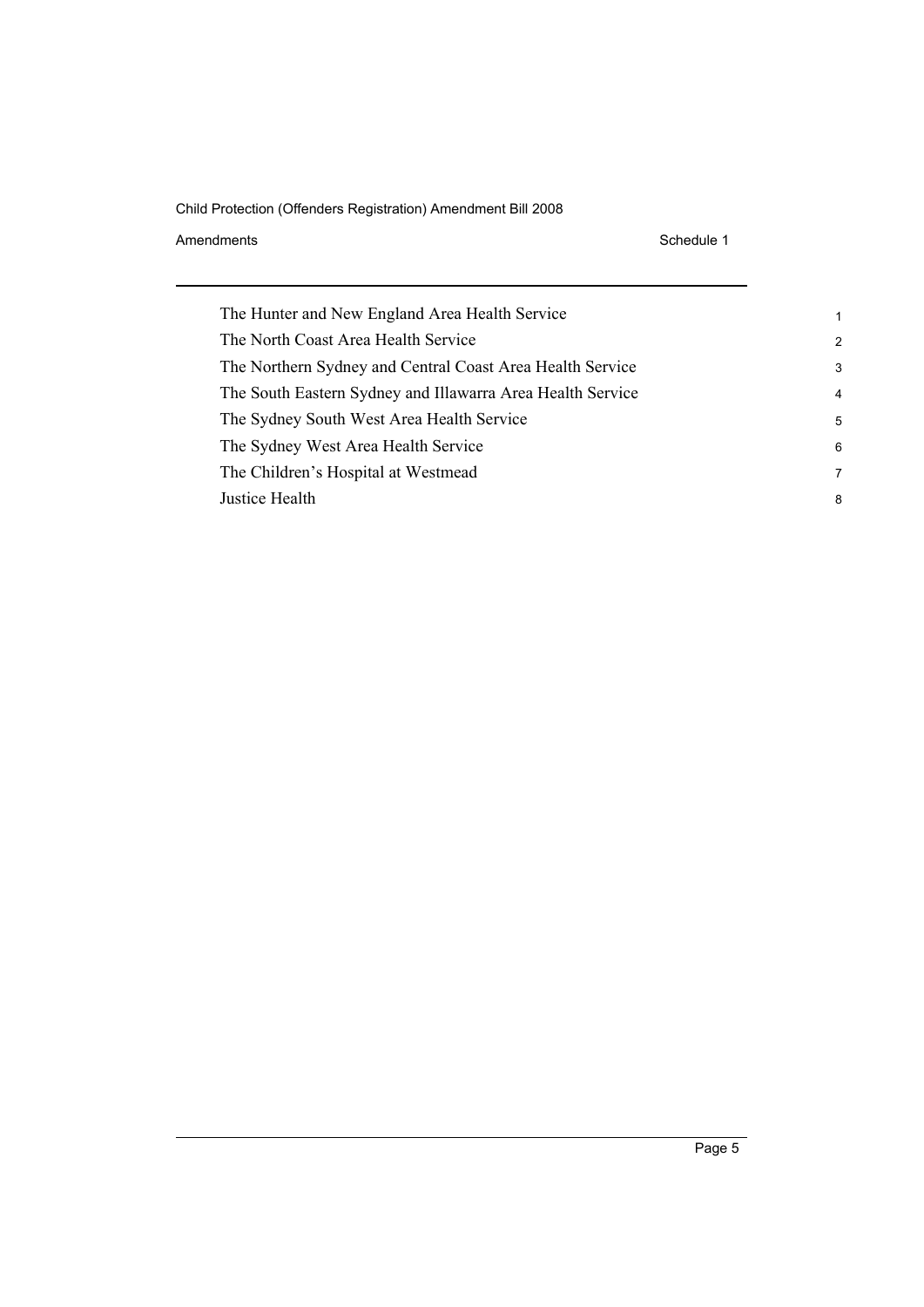The Hunter and New England Area Health Service

The North Coast Area Health Service

The Northern Sydney and Central Coast Area Health Service

The South Eastern Sydney and Illawarra Area Health Service

The Sydney South West Area Health Service

The Sydney West Area Health Service

The Children's Hospital at Westmead

Justice Health